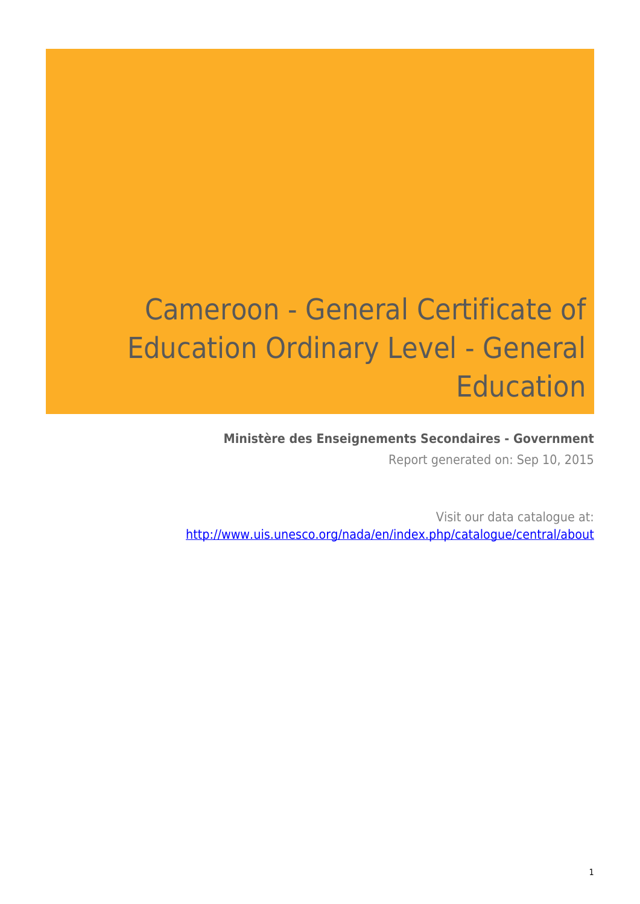# Cameroon - General Certificate of Education Ordinary Level - General Education

**Ministère des Enseignements Secondaires - Government**

Report generated on: Sep 10, 2015

Visit our data catalogue at: http://www.uis.unesco.org/nada/en/index.php/catalogue/central/about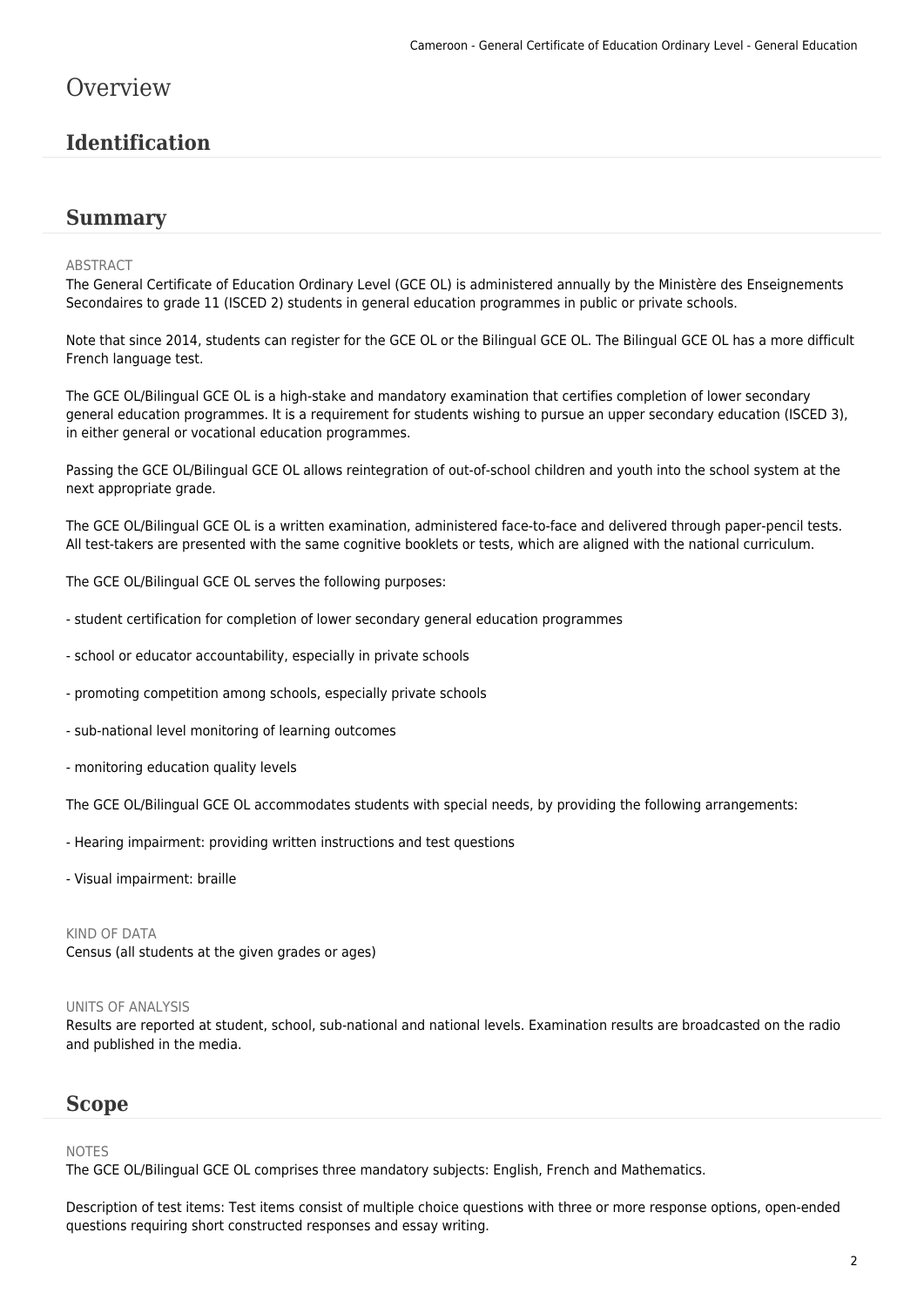# Overview

## Identification

## Summary

ABSTRACT

The General Certificate of Education Ordinary Level (GCE OL) is administered annually by the Ministère des Enseignements Secondaires to grade 11 (ISCED 2) students in general education programmes in public or private schools.

Note that since 2014, students can register for the GCE OL or the Bilingual GCE OL. The Bilingual GCE OL has a more difficult French language test.

The GCE OL/Bilingual GCE OL is a high-stake and mandatory examination that certifies completion of lower secondary general education programmes. It is a requirement for students wishing to pursue an upper secondary education (ISCED 3), in either general or vocational education programmes.

Passing the GCE OL/Bilingual GCE OL allows reintegration of out-of-school children and youth into the school system at the next appropriate grade.

The GCE OL/Bilingual GCE OL is a written examination, administered face-to-face and delivered through paper-pencil tests. All test-takers are presented with the same cognitive booklets or tests, which are aligned with the national curriculum.

The GCE OL/Bilingual GCE OL serves the following purposes:

- student certification for completion of lower secondary general education programmes

- school or educator accountability, especially in private schools

- promoting competition among schools, especially private schools

- sub-national level monitoring of learning outcomes

- monitoring education quality levels

The GCE OL/Bilingual GCE OL accommodates students with special needs, by providing the following arrangements:

- Hearing impairment: providing written instructions and test questions

- Visual impairment: braille

KIND OF DATA

Census (all students at the given grades or ages)

UNITS OF ANALYSIS

Results are reported at student, school, sub-national and national levels. Examination results are broadcasted on the radio and published in the media.

## Scope

NOTES

The GCE OL/Bilingual GCE OL comprises three mandatory subjects: English, French and Mathematics.

Description of test items: Test items consist of multiple choice questions with three or more response options, open-ended questions requiring short constructed responses and essay writing.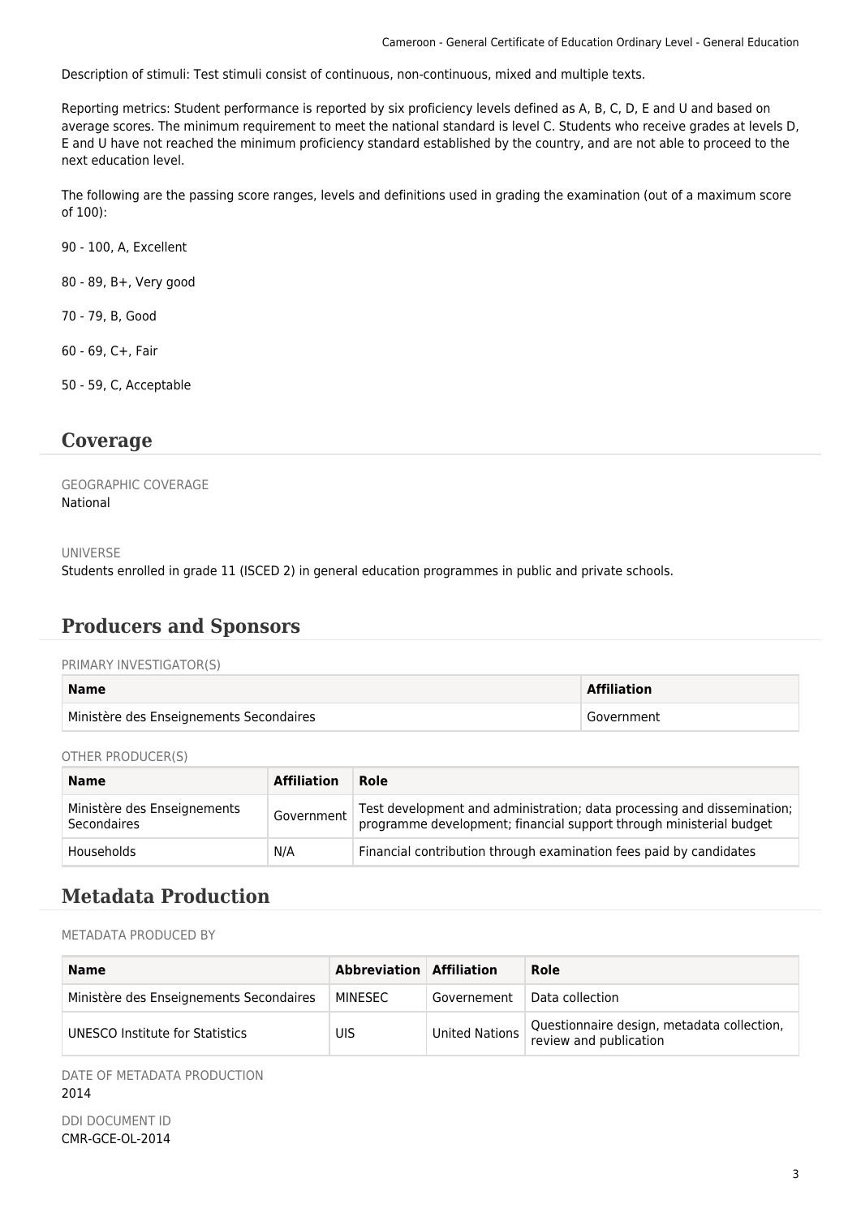Description of stimuli: Test stimuli consist of continuous, non-continuous, mixed and multiple texts.

Reporting metrics: Student performance is reported by six proficiency levels defined as A, B, C, D, E and U and based on average scores. The minimum requirement to meet the national standard is level C. Students who receive grades at levels D, E and U have not reached the minimum proficiency standard established by the country, and are not able to proceed to the next education level.

The following are the passing score ranges, levels and definitions used in grading the examination (out of a maximum score of 100):

90 - 100, A, Excellent

80 - 89, B+, Very good

70 - 79, B, Good

60 - 69, C+, Fair

50 - 59, C, Acceptable

## Coverage

GEOGRAPHIC COVERAGE
National

UNIVERSE
Students enrolled in grade 11 (ISCED 2) in general education programmes in public and private schools.

## Producers and Sponsors

PRIMARY INVESTIGATOR(S)

| Name | Affiliation |
| --- | --- |
| Ministère des Enseignements Secondaires | Government |

OTHER PRODUCER(S)

| Name | Affiliation | Role |
| --- | --- | --- |
| Ministère des Enseignements Secondaires | Government | Test development and administration; data processing and dissemination; programme development; financial support through ministerial budget |
| Households | N/A | Financial contribution through examination fees paid by candidates |

## Metadata Production

METADATA PRODUCED BY

| Name | Abbreviation | Affiliation | Role |
| --- | --- | --- | --- |
| Ministère des Enseignements Secondaires | MINESEC | Governement | Data collection |
| UNESCO Institute for Statistics | UIS | United Nations | Questionnaire design, metadata collection, review and publication |

DATE OF METADATA PRODUCTION
2014

DDI DOCUMENT ID
CMR-GCE-OL-2014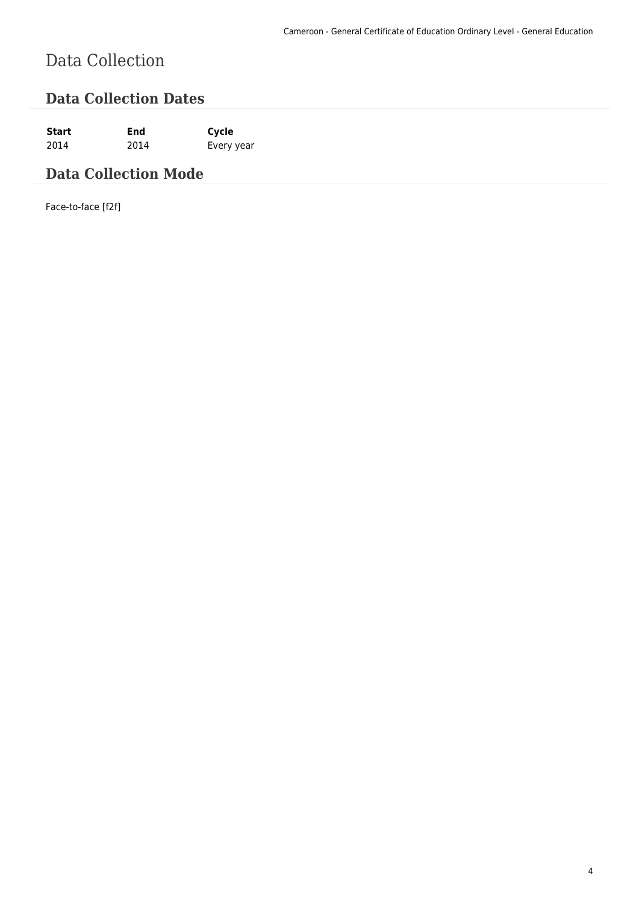# Data Collection

## Data Collection Dates

| Start | End | Cycle |
| --- | --- | --- |
| 2014 | 2014 | Every year |

## Data Collection Mode

Face-to-face [f2f]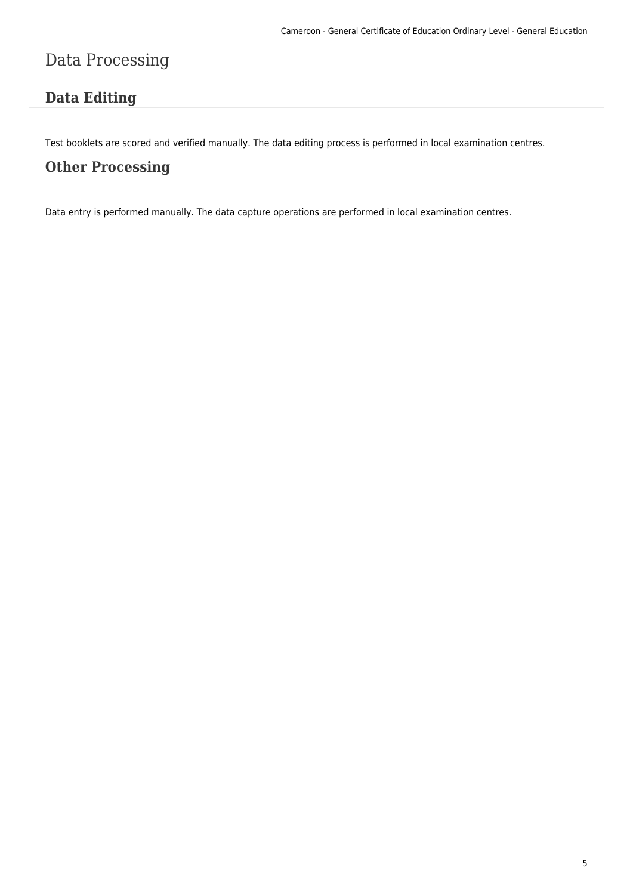# Data Processing

## Data Editing

Test booklets are scored and verified manually. The data editing process is performed in local examination centres.

## Other Processing

Data entry is performed manually. The data capture operations are performed in local examination centres.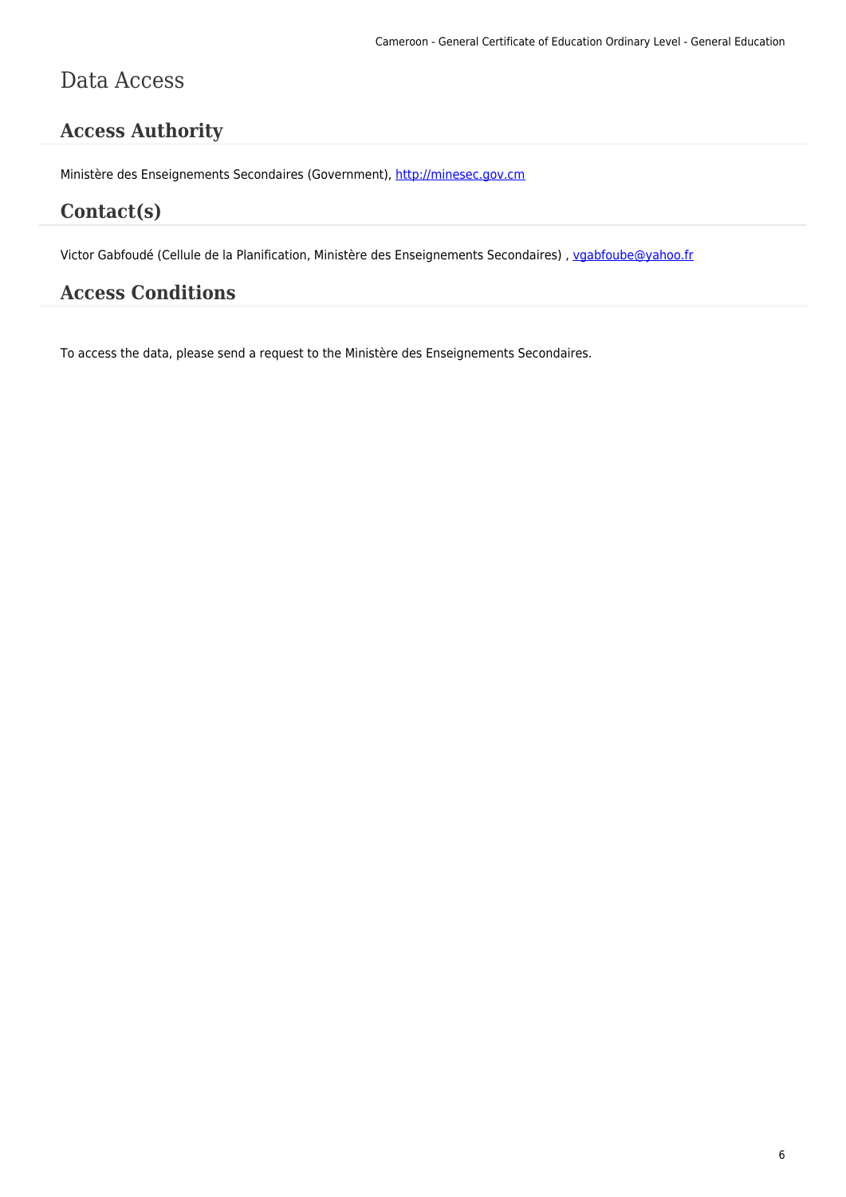# Data Access

## Access Authority

Ministère des Enseignements Secondaires (Government), http://minesec.gov.cm

## Contact(s)

Victor Gabfoudé (Cellule de la Planification, Ministère des Enseignements Secondaires) , vgabfoube@yahoo.fr

## Access Conditions

To access the data, please send a request to the Ministère des Enseignements Secondaires.